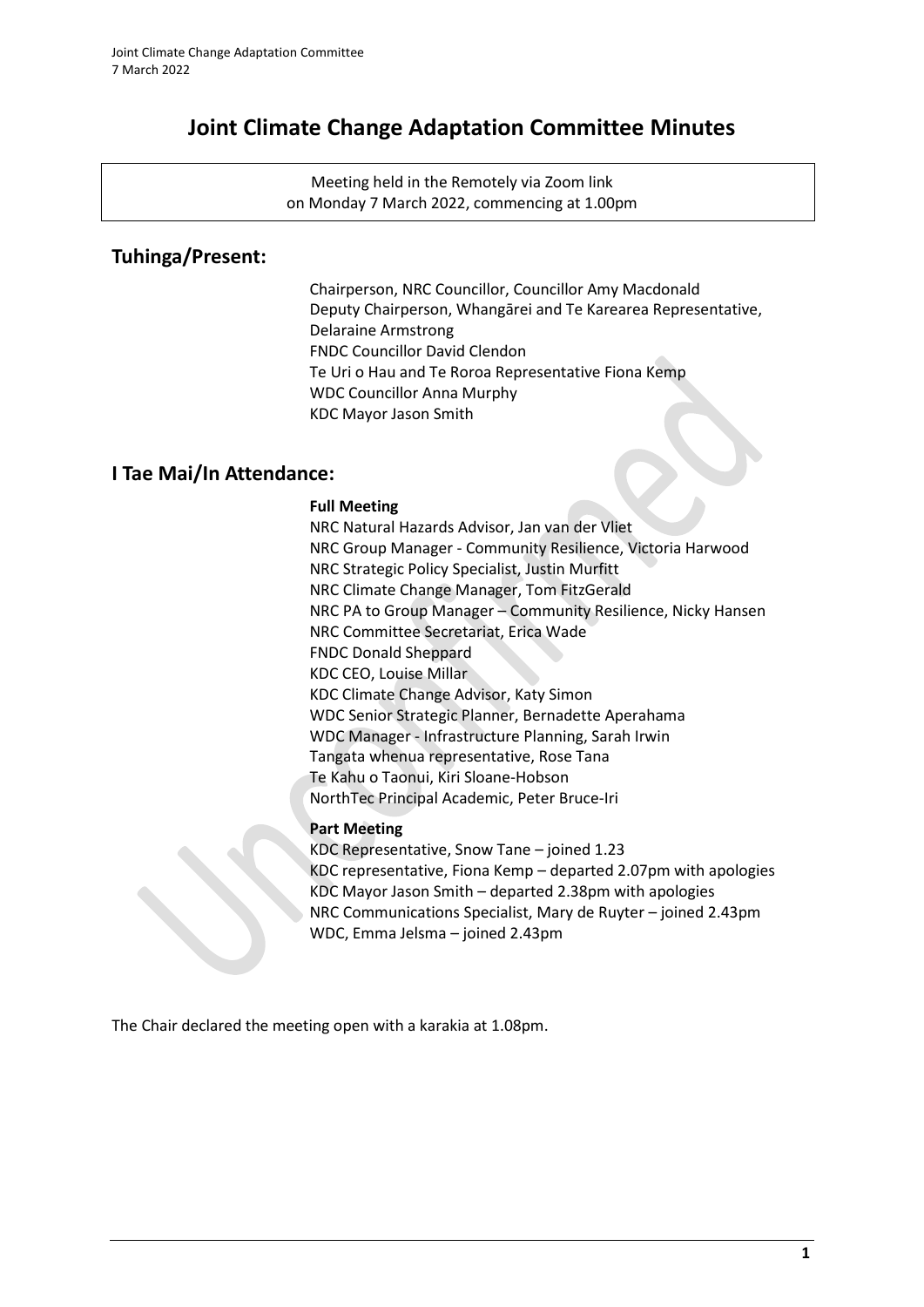# Joint Climate Change Adaptation Committee Minutes

Meeting held in the Remotely via Zoom link
on Monday 7 March 2022, commencing at 1.00pm

## Tuhinga/Present:

Chairperson, NRC Councillor, Councillor Amy Macdonald
Deputy Chairperson, Whangārei and Te Karearea Representative, Delaraine Armstrong
FNDC Councillor David Clendon
Te Uri o Hau and Te Roroa Representative Fiona Kemp
WDC Councillor Anna Murphy
KDC Mayor Jason Smith

## I Tae Mai/In Attendance:

**Full Meeting**

NRC Natural Hazards Advisor, Jan van der Vliet
NRC Group Manager - Community Resilience, Victoria Harwood
NRC Strategic Policy Specialist, Justin Murfitt
NRC Climate Change Manager, Tom FitzGerald
NRC PA to Group Manager – Community Resilience, Nicky Hansen
NRC Committee Secretariat, Erica Wade
FNDC Donald Sheppard
KDC CEO, Louise Millar
KDC Climate Change Advisor, Katy Simon
WDC Senior Strategic Planner, Bernadette Aperahama
WDC Manager - Infrastructure Planning, Sarah Irwin
Tangata whenua representative, Rose Tana
Te Kahu o Taonui, Kiri Sloane-Hobson
NorthTec Principal Academic, Peter Bruce-Iri

**Part Meeting**

KDC Representative, Snow Tane – joined 1.23
KDC representative, Fiona Kemp – departed 2.07pm with apologies
KDC Mayor Jason Smith – departed 2.38pm with apologies
NRC Communications Specialist, Mary de Ruyter – joined 2.43pm
WDC, Emma Jelsma – joined 2.43pm

The Chair declared the meeting open with a karakia at 1.08pm.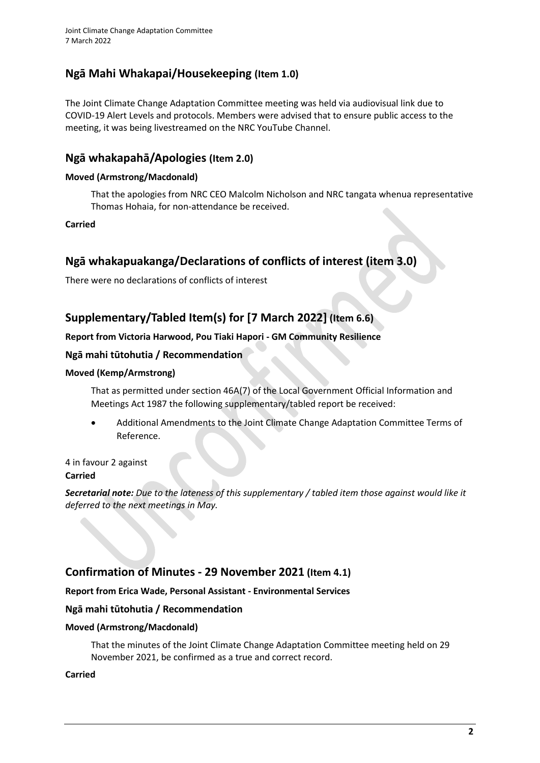## Ngā Mahi Whakapai/Housekeeping (Item 1.0)

The Joint Climate Change Adaptation Committee meeting was held via audiovisual link due to COVID-19 Alert Levels and protocols. Members were advised that to ensure public access to the meeting, it was being livestreamed on the NRC YouTube Channel.

## Ngā whakapahā/Apologies (Item 2.0)

**Moved (Armstrong/Macdonald)**

> That the apologies from NRC CEO Malcolm Nicholson and NRC tangata whenua representative Thomas Hohaia, for non-attendance be received.

**Carried**

## Ngā whakapuakanga/Declarations of conflicts of interest (item 3.0)

There were no declarations of conflicts of interest

## Supplementary/Tabled Item(s) for [7 March 2022] (Item 6.6)

**Report from Victoria Harwood, Pou Tiaki Hapori - GM Community Resilience**

### Ngā mahi tūtohutia / Recommendation

**Moved (Kemp/Armstrong)**

> That as permitted under section 46A(7) of the Local Government Official Information and Meetings Act 1987 the following supplementary/tabled report be received:
>
> - Additional Amendments to the Joint Climate Change Adaptation Committee Terms of Reference.

4 in favour 2 against
**Carried**

***Secretarial note:*** *Due to the lateness of this supplementary / tabled item those against would like it deferred to the next meetings in May.*

## Confirmation of Minutes - 29 November 2021 (Item 4.1)

**Report from Erica Wade, Personal Assistant - Environmental Services**

### Ngā mahi tūtohutia / Recommendation

**Moved (Armstrong/Macdonald)**

> That the minutes of the Joint Climate Change Adaptation Committee meeting held on 29 November 2021, be confirmed as a true and correct record.

**Carried**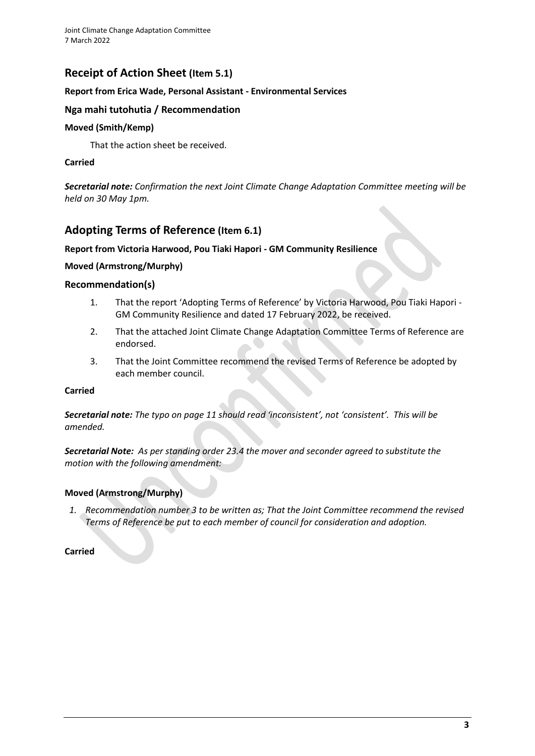## Receipt of Action Sheet (Item 5.1)

**Report from Erica Wade, Personal Assistant - Environmental Services**

### Nga mahi tutohutia / Recommendation

**Moved (Smith/Kemp)**

That the action sheet be received.

**Carried**

***Secretarial note:*** *Confirmation the next Joint Climate Change Adaptation Committee meeting will be held on 30 May 1pm.*

## Adopting Terms of Reference (Item 6.1)

**Report from Victoria Harwood, Pou Tiaki Hapori - GM Community Resilience**

**Moved (Armstrong/Murphy)**

### Recommendation(s)

1. That the report 'Adopting Terms of Reference' by Victoria Harwood, Pou Tiaki Hapori - GM Community Resilience and dated 17 February 2022, be received.
2. That the attached Joint Climate Change Adaptation Committee Terms of Reference are endorsed.
3. That the Joint Committee recommend the revised Terms of Reference be adopted by each member council.

**Carried**

***Secretarial note:*** *The typo on page 11 should read 'inconsistent', not 'consistent'. This will be amended.*

***Secretarial Note:*** *As per standing order 23.4 the mover and seconder agreed to substitute the motion with the following amendment:*

**Moved (Armstrong/Murphy)**

1. *Recommendation number 3 to be written as; That the Joint Committee recommend the revised Terms of Reference be put to each member of council for consideration and adoption.*

**Carried**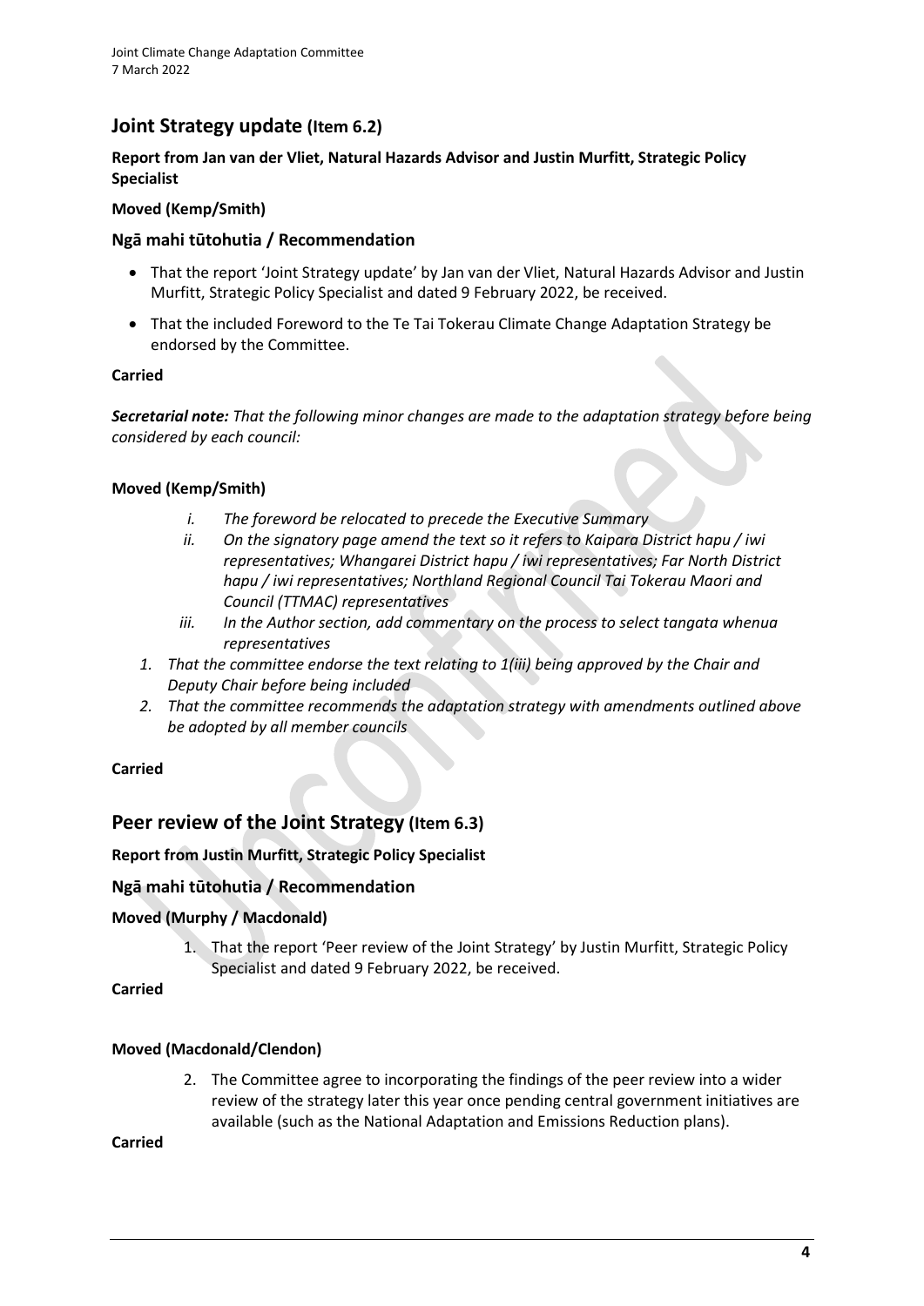## Joint Strategy update (Item 6.2)

**Report from Jan van der Vliet, Natural Hazards Advisor and Justin Murfitt, Strategic Policy Specialist**

**Moved (Kemp/Smith)**

### Ngā mahi tūtohutia / Recommendation

- That the report 'Joint Strategy update' by Jan van der Vliet, Natural Hazards Advisor and Justin Murfitt, Strategic Policy Specialist and dated 9 February 2022, be received.
- That the included Foreword to the Te Tai Tokerau Climate Change Adaptation Strategy be endorsed by the Committee.

**Carried**

***Secretarial note:*** *That the following minor changes are made to the adaptation strategy before being considered by each council:*

**Moved (Kemp/Smith)**

- *i. The foreword be relocated to precede the Executive Summary*
- *ii. On the signatory page amend the text so it refers to Kaipara District hapu / iwi representatives; Whangarei District hapu / iwi representatives; Far North District hapu / iwi representatives; Northland Regional Council Tai Tokerau Maori and Council (TTMAC) representatives*
- *iii. In the Author section, add commentary on the process to select tangata whenua representatives*

1. *That the committee endorse the text relating to 1(iii) being approved by the Chair and Deputy Chair before being included*
2. *That the committee recommends the adaptation strategy with amendments outlined above be adopted by all member councils*

**Carried**

## Peer review of the Joint Strategy (Item 6.3)

**Report from Justin Murfitt, Strategic Policy Specialist**

### Ngā mahi tūtohutia / Recommendation

**Moved (Murphy / Macdonald)**

1. That the report 'Peer review of the Joint Strategy' by Justin Murfitt, Strategic Policy Specialist and dated 9 February 2022, be received.

**Carried**

**Moved (Macdonald/Clendon)**

2. The Committee agree to incorporating the findings of the peer review into a wider review of the strategy later this year once pending central government initiatives are available (such as the National Adaptation and Emissions Reduction plans).

**Carried**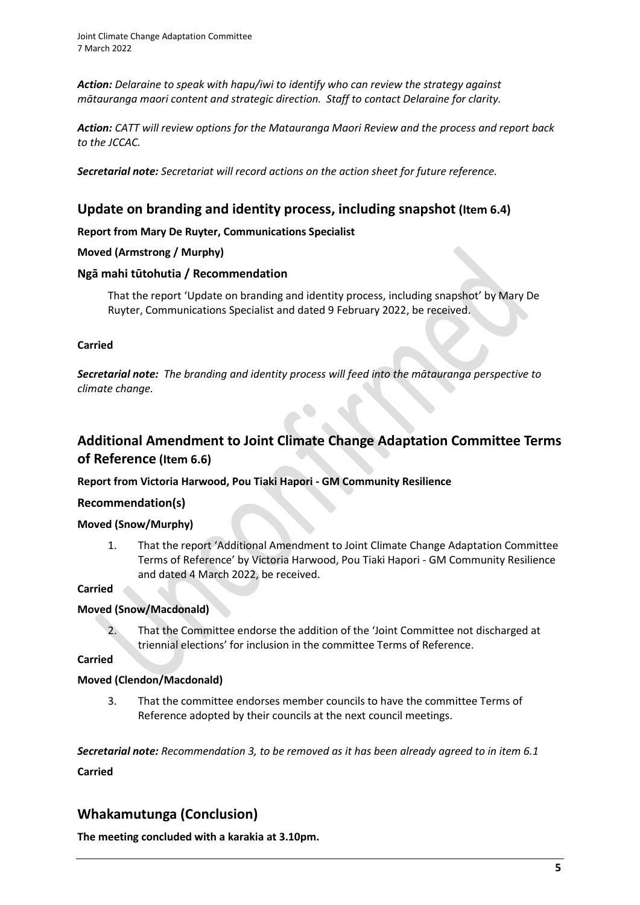***Action:*** *Delaraine to speak with hapu/iwi to identify who can review the strategy against mātauranga maori content and strategic direction. Staff to contact Delaraine for clarity.*

***Action:*** *CATT will review options for the Matauranga Maori Review and the process and report back to the JCCAC.*

***Secretarial note:*** *Secretariat will record actions on the action sheet for future reference.*

## Update on branding and identity process, including snapshot (Item 6.4)

**Report from Mary De Ruyter, Communications Specialist**

**Moved (Armstrong / Murphy)**

### Ngā mahi tūtohutia / Recommendation

That the report 'Update on branding and identity process, including snapshot' by Mary De Ruyter, Communications Specialist and dated 9 February 2022, be received.

**Carried**

***Secretarial note:*** *The branding and identity process will feed into the mātauranga perspective to climate change.*

## Additional Amendment to Joint Climate Change Adaptation Committee Terms of Reference (Item 6.6)

**Report from Victoria Harwood, Pou Tiaki Hapori - GM Community Resilience**

### Recommendation(s)

**Moved (Snow/Murphy)**

1. That the report 'Additional Amendment to Joint Climate Change Adaptation Committee Terms of Reference' by Victoria Harwood, Pou Tiaki Hapori - GM Community Resilience and dated 4 March 2022, be received.

**Carried**

**Moved (Snow/Macdonald)**

2. That the Committee endorse the addition of the 'Joint Committee not discharged at triennial elections' for inclusion in the committee Terms of Reference.

**Carried**

**Moved (Clendon/Macdonald)**

3. That the committee endorses member councils to have the committee Terms of Reference adopted by their councils at the next council meetings.

***Secretarial note:*** *Recommendation 3, to be removed as it has been already agreed to in item 6.1*

**Carried**

## Whakamutunga (Conclusion)

**The meeting concluded with a karakia at 3.10pm.**